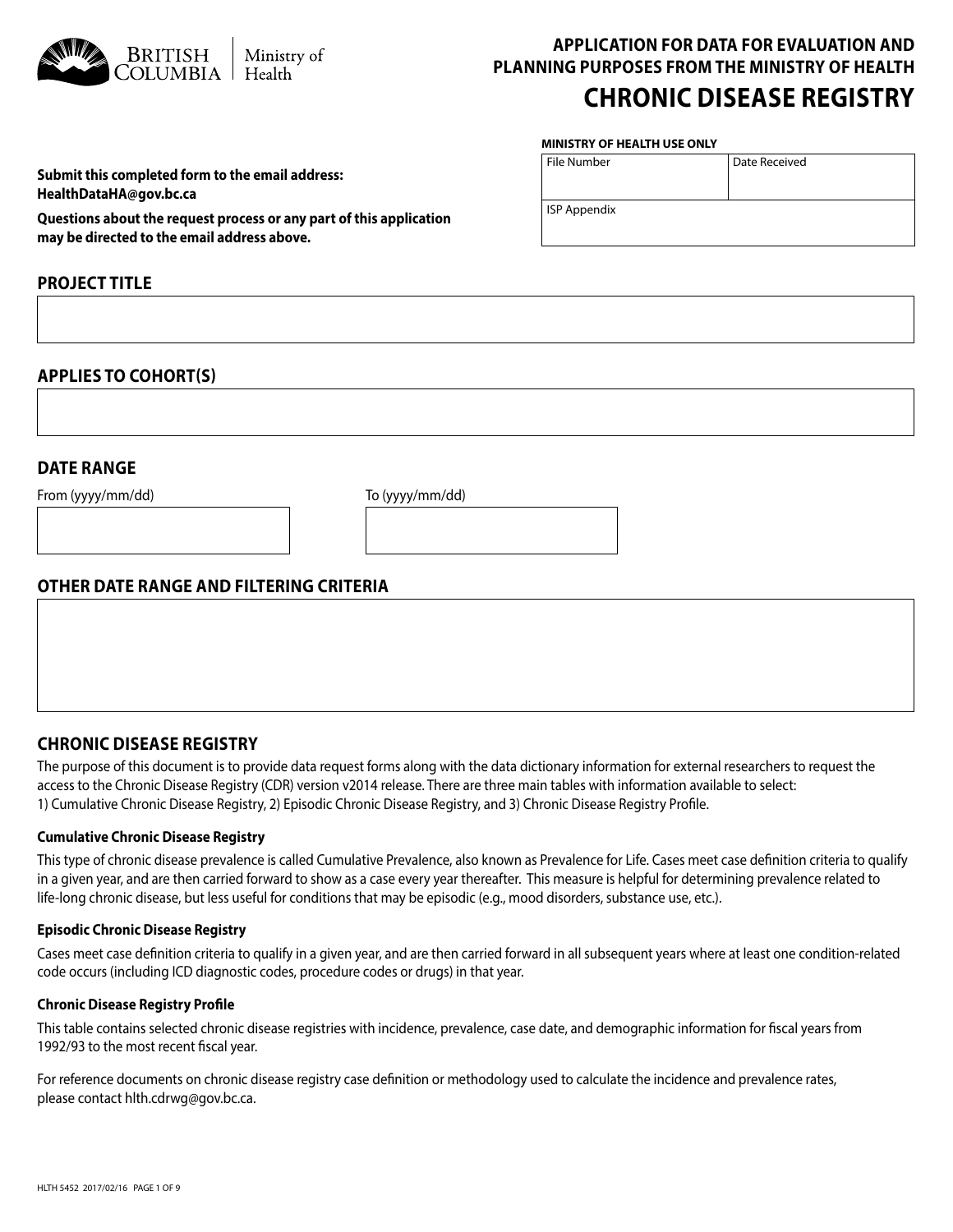British Columbia | Ministry of Health

# APPLICATION FOR DATA FOR EVALUATION AND PLANNING PURPOSES FROM THE MINISTRY OF HEALTH

# CHRONIC DISEASE REGISTRY

**MINISTRY OF HEALTH USE ONLY**

| File Number | Date Received |
| --- | --- |
| ISP Appendix | |

**Submit this completed form to the email address: HealthDataHA@gov.bc.ca**

**Questions about the request process or any part of this application may be directed to the email address above.**

## PROJECT TITLE

## APPLIES TO COHORT(S)

## DATE RANGE

From (yyyy/mm/dd)

To (yyyy/mm/dd)

## OTHER DATE RANGE AND FILTERING CRITERIA

## CHRONIC DISEASE REGISTRY

The purpose of this document is to provide data request forms along with the data dictionary information for external researchers to request the access to the Chronic Disease Registry (CDR) version v2014 release. There are three main tables with information available to select:
1) Cumulative Chronic Disease Registry, 2) Episodic Chronic Disease Registry, and 3) Chronic Disease Registry Profile.

### Cumulative Chronic Disease Registry

This type of chronic disease prevalence is called Cumulative Prevalence, also known as Prevalence for Life. Cases meet case definition criteria to qualify in a given year, and are then carried forward to show as a case every year thereafter. This measure is helpful for determining prevalence related to life-long chronic disease, but less useful for conditions that may be episodic (e.g., mood disorders, substance use, etc.).

### Episodic Chronic Disease Registry

Cases meet case definition criteria to qualify in a given year, and are then carried forward in all subsequent years where at least one condition-related code occurs (including ICD diagnostic codes, procedure codes or drugs) in that year.

### Chronic Disease Registry Profile

This table contains selected chronic disease registries with incidence, prevalence, case date, and demographic information for fiscal years from 1992/93 to the most recent fiscal year.

For reference documents on chronic disease registry case definition or methodology used to calculate the incidence and prevalence rates, please contact hlth.cdrwg@gov.bc.ca.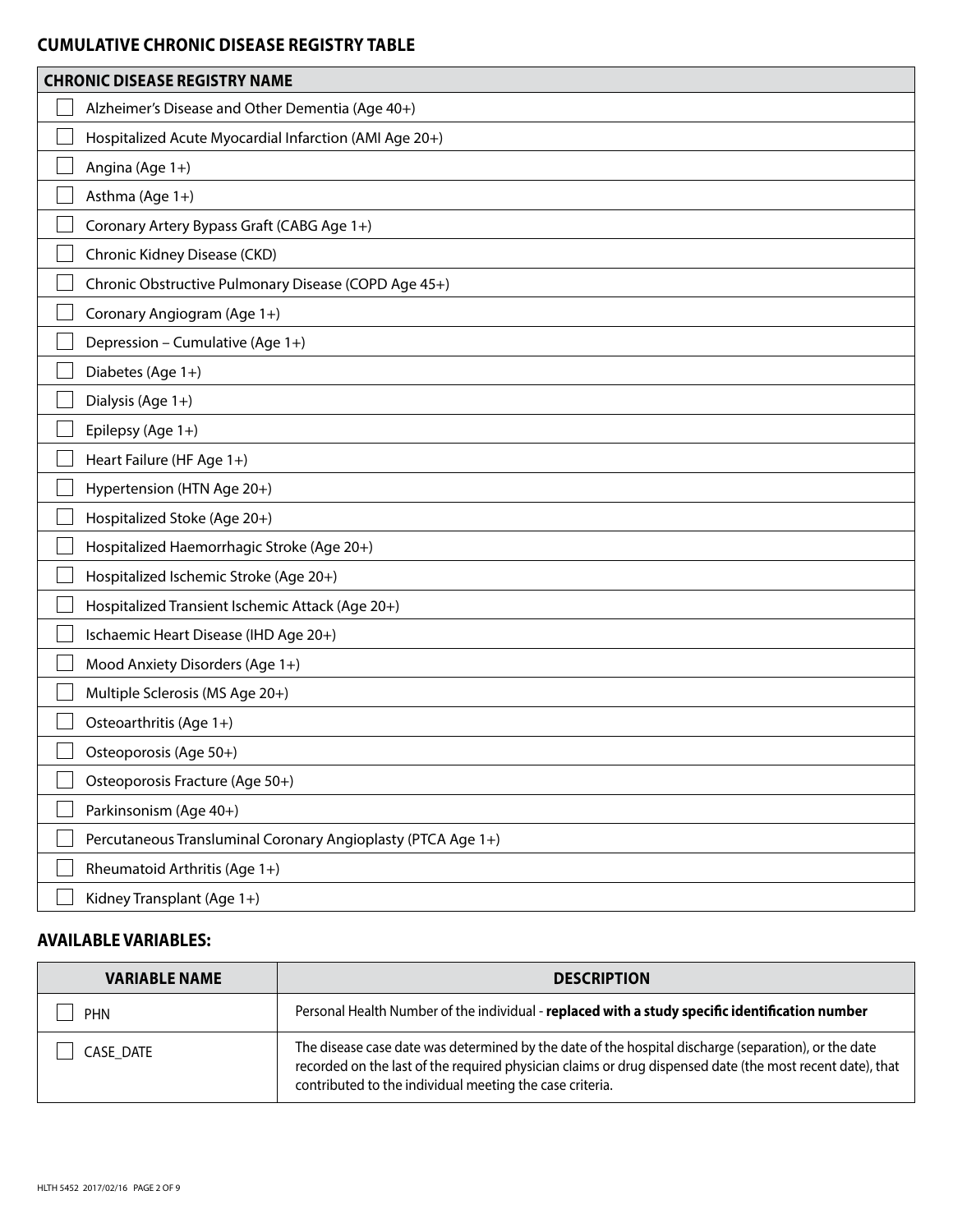## CUMULATIVE CHRONIC DISEASE REGISTRY TABLE

| CHRONIC DISEASE REGISTRY NAME |
|---|
| ☐ Alzheimer's Disease and Other Dementia (Age 40+) |
| ☐ Hospitalized Acute Myocardial Infarction (AMI Age 20+) |
| ☐ Angina (Age 1+) |
| ☐ Asthma (Age 1+) |
| ☐ Coronary Artery Bypass Graft (CABG Age 1+) |
| ☐ Chronic Kidney Disease (CKD) |
| ☐ Chronic Obstructive Pulmonary Disease (COPD Age 45+) |
| ☐ Coronary Angiogram (Age 1+) |
| ☐ Depression – Cumulative (Age 1+) |
| ☐ Diabetes (Age 1+) |
| ☐ Dialysis (Age 1+) |
| ☐ Epilepsy (Age 1+) |
| ☐ Heart Failure (HF Age 1+) |
| ☐ Hypertension (HTN Age 20+) |
| ☐ Hospitalized Stoke (Age 20+) |
| ☐ Hospitalized Haemorrhagic Stroke (Age 20+) |
| ☐ Hospitalized Ischemic Stroke (Age 20+) |
| ☐ Hospitalized Transient Ischemic Attack (Age 20+) |
| ☐ Ischaemic Heart Disease (IHD Age 20+) |
| ☐ Mood Anxiety Disorders (Age 1+) |
| ☐ Multiple Sclerosis (MS Age 20+) |
| ☐ Osteoarthritis (Age 1+) |
| ☐ Osteoporosis (Age 50+) |
| ☐ Osteoporosis Fracture (Age 50+) |
| ☐ Parkinsonism (Age 40+) |
| ☐ Percutaneous Transluminal Coronary Angioplasty (PTCA Age 1+) |
| ☐ Rheumatoid Arthritis (Age 1+) |
| ☐ Kidney Transplant (Age 1+) |

## AVAILABLE VARIABLES:

| VARIABLE NAME | DESCRIPTION |
|---|---|
| ☐ PHN | Personal Health Number of the individual - **replaced with a study specific identification number** |
| ☐ CASE_DATE | The disease case date was determined by the date of the hospital discharge (separation), or the date recorded on the last of the required physician claims or drug dispensed date (the most recent date), that contributed to the individual meeting the case criteria. |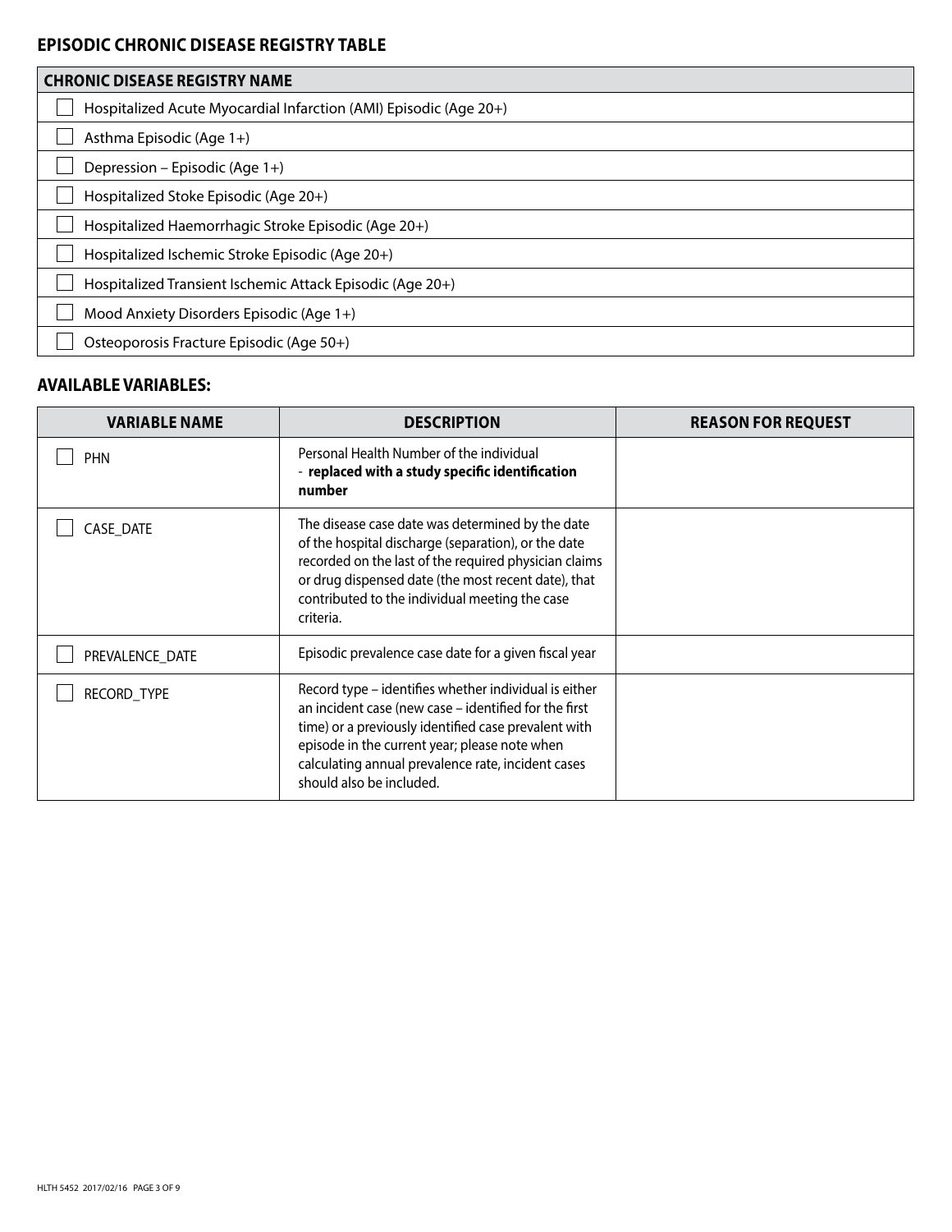## EPISODIC CHRONIC DISEASE REGISTRY TABLE

| CHRONIC DISEASE REGISTRY NAME |
|---|
| ☐ Hospitalized Acute Myocardial Infarction (AMI) Episodic (Age 20+) |
| ☐ Asthma Episodic (Age 1+) |
| ☐ Depression – Episodic (Age 1+) |
| ☐ Hospitalized Stoke Episodic (Age 20+) |
| ☐ Hospitalized Haemorrhagic Stroke Episodic (Age 20+) |
| ☐ Hospitalized Ischemic Stroke Episodic (Age 20+) |
| ☐ Hospitalized Transient Ischemic Attack Episodic (Age 20+) |
| ☐ Mood Anxiety Disorders Episodic (Age 1+) |
| ☐ Osteoporosis Fracture Episodic (Age 50+) |

## AVAILABLE VARIABLES:

| VARIABLE NAME | DESCRIPTION | REASON FOR REQUEST |
|---|---|---|
| ☐ PHN | Personal Health Number of the individual - **replaced with a study specific identification number** | |
| ☐ CASE_DATE | The disease case date was determined by the date of the hospital discharge (separation), or the date recorded on the last of the required physician claims or drug dispensed date (the most recent date), that contributed to the individual meeting the case criteria. | |
| ☐ PREVALENCE_DATE | Episodic prevalence case date for a given fiscal year | |
| ☐ RECORD_TYPE | Record type – identifies whether individual is either an incident case (new case – identified for the first time) or a previously identified case prevalent with episode in the current year; please note when calculating annual prevalence rate, incident cases should also be included. | |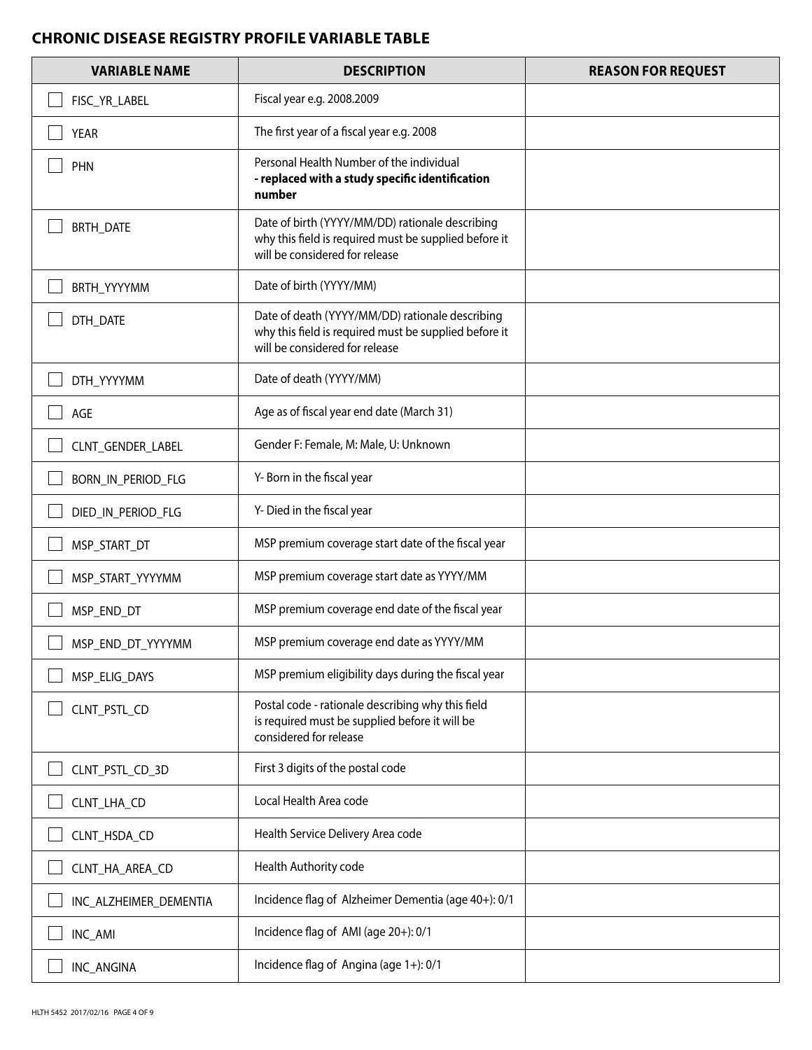## CHRONIC DISEASE REGISTRY PROFILE VARIABLE TABLE

| VARIABLE NAME | DESCRIPTION | REASON FOR REQUEST |
|---|---|---|
| ☐ FISC_YR_LABEL | Fiscal year e.g. 2008.2009 | |
| ☐ YEAR | The first year of a fiscal year e.g. 2008 | |
| ☐ PHN | Personal Health Number of the individual **- replaced with a study specific identification number** | |
| ☐ BRTH_DATE | Date of birth (YYYY/MM/DD) rationale describing why this field is required must be supplied before it will be considered for release | |
| ☐ BRTH_YYYYMM | Date of birth (YYYY/MM) | |
| ☐ DTH_DATE | Date of death (YYYY/MM/DD) rationale describing why this field is required must be supplied before it will be considered for release | |
| ☐ DTH_YYYYMM | Date of death (YYYY/MM) | |
| ☐ AGE | Age as of fiscal year end date (March 31) | |
| ☐ CLNT_GENDER_LABEL | Gender F: Female, M: Male, U: Unknown | |
| ☐ BORN_IN_PERIOD_FLG | Y- Born in the fiscal year | |
| ☐ DIED_IN_PERIOD_FLG | Y- Died in the fiscal year | |
| ☐ MSP_START_DT | MSP premium coverage start date of the fiscal year | |
| ☐ MSP_START_YYYYMM | MSP premium coverage start date as YYYY/MM | |
| ☐ MSP_END_DT | MSP premium coverage end date of the fiscal year | |
| ☐ MSP_END_DT_YYYYMM | MSP premium coverage end date as YYYY/MM | |
| ☐ MSP_ELIG_DAYS | MSP premium eligibility days during the fiscal year | |
| ☐ CLNT_PSTL_CD | Postal code - rationale describing why this field is required must be supplied before it will be considered for release | |
| ☐ CLNT_PSTL_CD_3D | First 3 digits of the postal code | |
| ☐ CLNT_LHA_CD | Local Health Area code | |
| ☐ CLNT_HSDA_CD | Health Service Delivery Area code | |
| ☐ CLNT_HA_AREA_CD | Health Authority code | |
| ☐ INC_ALZHEIMER_DEMENTIA | Incidence flag of Alzheimer Dementia (age 40+): 0/1 | |
| ☐ INC_AMI | Incidence flag of AMI (age 20+): 0/1 | |
| ☐ INC_ANGINA | Incidence flag of Angina (age 1+): 0/1 | |

HLTH 5452 2017/02/16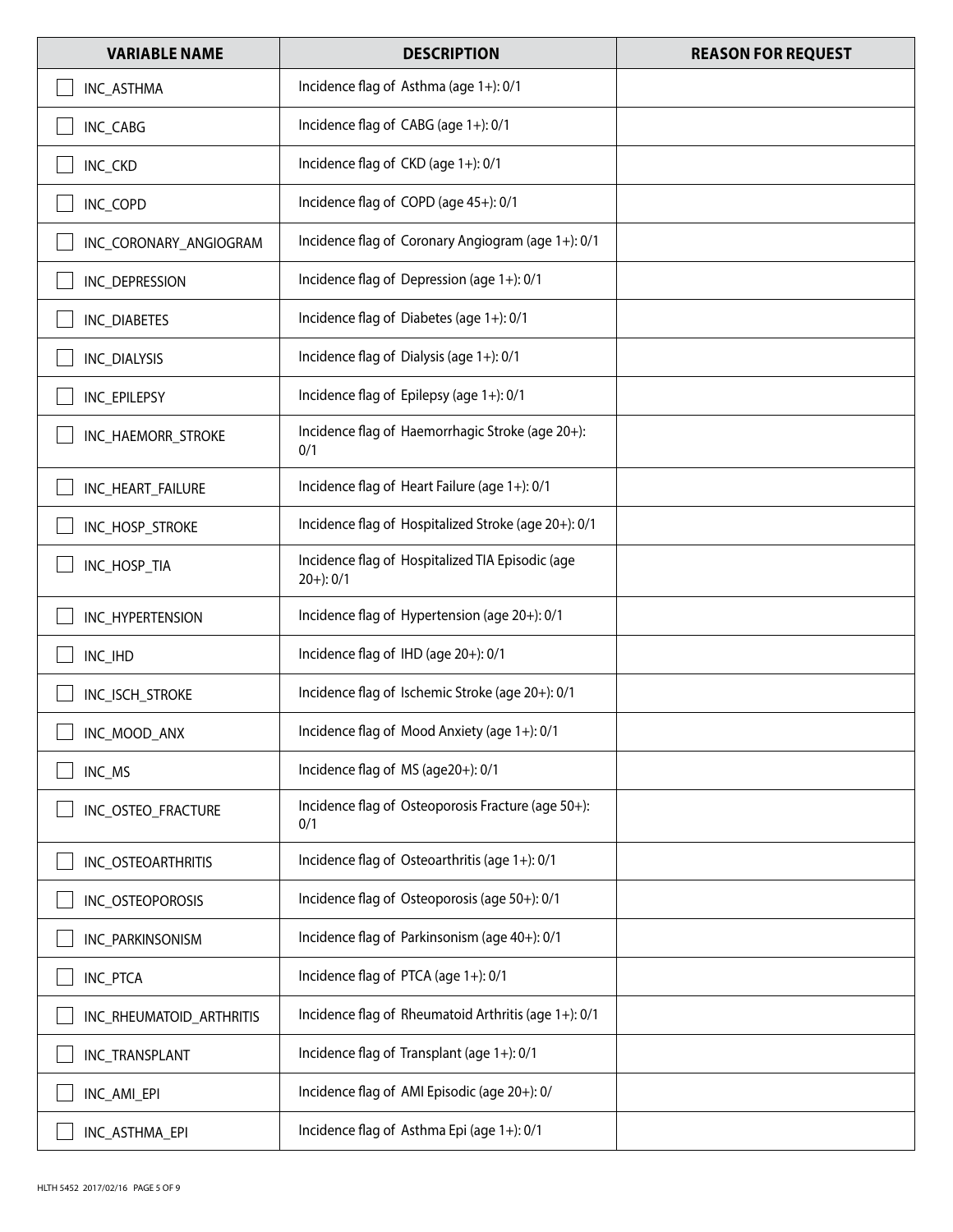| VARIABLE NAME | DESCRIPTION | REASON FOR REQUEST |
|---|---|---|
| ☐ INC_ASTHMA | Incidence flag of Asthma (age 1+): 0/1 | |
| ☐ INC_CABG | Incidence flag of CABG (age 1+): 0/1 | |
| ☐ INC_CKD | Incidence flag of CKD (age 1+): 0/1 | |
| ☐ INC_COPD | Incidence flag of COPD (age 45+): 0/1 | |
| ☐ INC_CORONARY_ANGIOGRAM | Incidence flag of Coronary Angiogram (age 1+): 0/1 | |
| ☐ INC_DEPRESSION | Incidence flag of Depression (age 1+): 0/1 | |
| ☐ INC_DIABETES | Incidence flag of Diabetes (age 1+): 0/1 | |
| ☐ INC_DIALYSIS | Incidence flag of Dialysis (age 1+): 0/1 | |
| ☐ INC_EPILEPSY | Incidence flag of Epilepsy (age 1+): 0/1 | |
| ☐ INC_HAEMORR_STROKE | Incidence flag of Haemorrhagic Stroke (age 20+): 0/1 | |
| ☐ INC_HEART_FAILURE | Incidence flag of Heart Failure (age 1+): 0/1 | |
| ☐ INC_HOSP_STROKE | Incidence flag of Hospitalized Stroke (age 20+): 0/1 | |
| ☐ INC_HOSP_TIA | Incidence flag of Hospitalized TIA Episodic (age 20+): 0/1 | |
| ☐ INC_HYPERTENSION | Incidence flag of Hypertension (age 20+): 0/1 | |
| ☐ INC_IHD | Incidence flag of IHD (age 20+): 0/1 | |
| ☐ INC_ISCH_STROKE | Incidence flag of Ischemic Stroke (age 20+): 0/1 | |
| ☐ INC_MOOD_ANX | Incidence flag of Mood Anxiety (age 1+): 0/1 | |
| ☐ INC_MS | Incidence flag of MS (age20+): 0/1 | |
| ☐ INC_OSTEO_FRACTURE | Incidence flag of Osteoporosis Fracture (age 50+): 0/1 | |
| ☐ INC_OSTEOARTHRITIS | Incidence flag of Osteoarthritis (age 1+): 0/1 | |
| ☐ INC_OSTEOPOROSIS | Incidence flag of Osteoporosis (age 50+): 0/1 | |
| ☐ INC_PARKINSONISM | Incidence flag of Parkinsonism (age 40+): 0/1 | |
| ☐ INC_PTCA | Incidence flag of PTCA (age 1+): 0/1 | |
| ☐ INC_RHEUMATOID_ARTHRITIS | Incidence flag of Rheumatoid Arthritis (age 1+): 0/1 | |
| ☐ INC_TRANSPLANT | Incidence flag of Transplant (age 1+): 0/1 | |
| ☐ INC_AMI_EPI | Incidence flag of AMI Episodic (age 20+): 0/ | |
| ☐ INC_ASTHMA_EPI | Incidence flag of Asthma Epi (age 1+): 0/1 | |

HLTH 5452 2017/02/16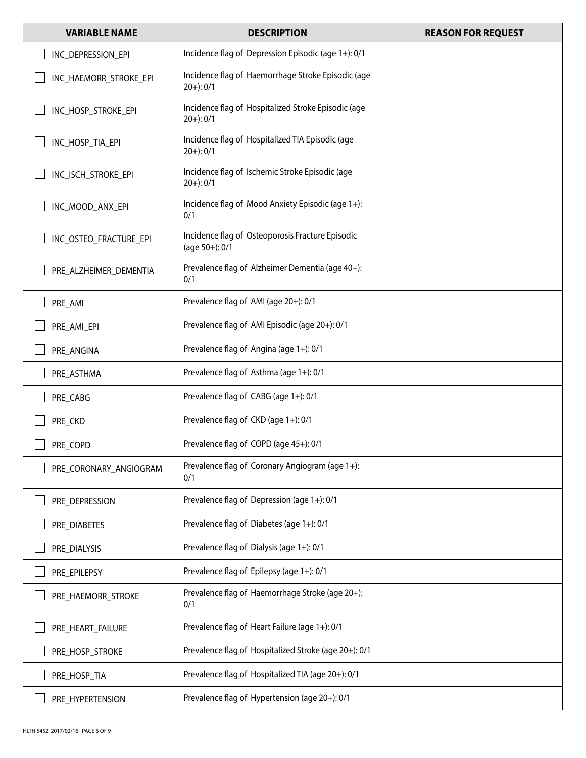| VARIABLE NAME | DESCRIPTION | REASON FOR REQUEST |
|---|---|---|
| ☐ INC_DEPRESSION_EPI | Incidence flag of Depression Episodic (age 1+): 0/1 | |
| ☐ INC_HAEMORR_STROKE_EPI | Incidence flag of Haemorrhage Stroke Episodic (age 20+): 0/1 | |
| ☐ INC_HOSP_STROKE_EPI | Incidence flag of Hospitalized Stroke Episodic (age 20+): 0/1 | |
| ☐ INC_HOSP_TIA_EPI | Incidence flag of Hospitalized TIA Episodic (age 20+): 0/1 | |
| ☐ INC_ISCH_STROKE_EPI | Incidence flag of Ischemic Stroke Episodic (age 20+): 0/1 | |
| ☐ INC_MOOD_ANX_EPI | Incidence flag of Mood Anxiety Episodic (age 1+): 0/1 | |
| ☐ INC_OSTEO_FRACTURE_EPI | Incidence flag of Osteoporosis Fracture Episodic (age 50+): 0/1 | |
| ☐ PRE_ALZHEIMER_DEMENTIA | Prevalence flag of Alzheimer Dementia (age 40+): 0/1 | |
| ☐ PRE_AMI | Prevalence flag of AMI (age 20+): 0/1 | |
| ☐ PRE_AMI_EPI | Prevalence flag of AMI Episodic (age 20+): 0/1 | |
| ☐ PRE_ANGINA | Prevalence flag of Angina (age 1+): 0/1 | |
| ☐ PRE_ASTHMA | Prevalence flag of Asthma (age 1+): 0/1 | |
| ☐ PRE_CABG | Prevalence flag of CABG (age 1+): 0/1 | |
| ☐ PRE_CKD | Prevalence flag of CKD (age 1+): 0/1 | |
| ☐ PRE_COPD | Prevalence flag of COPD (age 45+): 0/1 | |
| ☐ PRE_CORONARY_ANGIOGRAM | Prevalence flag of Coronary Angiogram (age 1+): 0/1 | |
| ☐ PRE_DEPRESSION | Prevalence flag of Depression (age 1+): 0/1 | |
| ☐ PRE_DIABETES | Prevalence flag of Diabetes (age 1+): 0/1 | |
| ☐ PRE_DIALYSIS | Prevalence flag of Dialysis (age 1+): 0/1 | |
| ☐ PRE_EPILEPSY | Prevalence flag of Epilepsy (age 1+): 0/1 | |
| ☐ PRE_HAEMORR_STROKE | Prevalence flag of Haemorrhage Stroke (age 20+): 0/1 | |
| ☐ PRE_HEART_FAILURE | Prevalence flag of Heart Failure (age 1+): 0/1 | |
| ☐ PRE_HOSP_STROKE | Prevalence flag of Hospitalized Stroke (age 20+): 0/1 | |
| ☐ PRE_HOSP_TIA | Prevalence flag of Hospitalized TIA (age 20+): 0/1 | |
| ☐ PRE_HYPERTENSION | Prevalence flag of Hypertension (age 20+): 0/1 | |

HLTH 5452 2017/02/16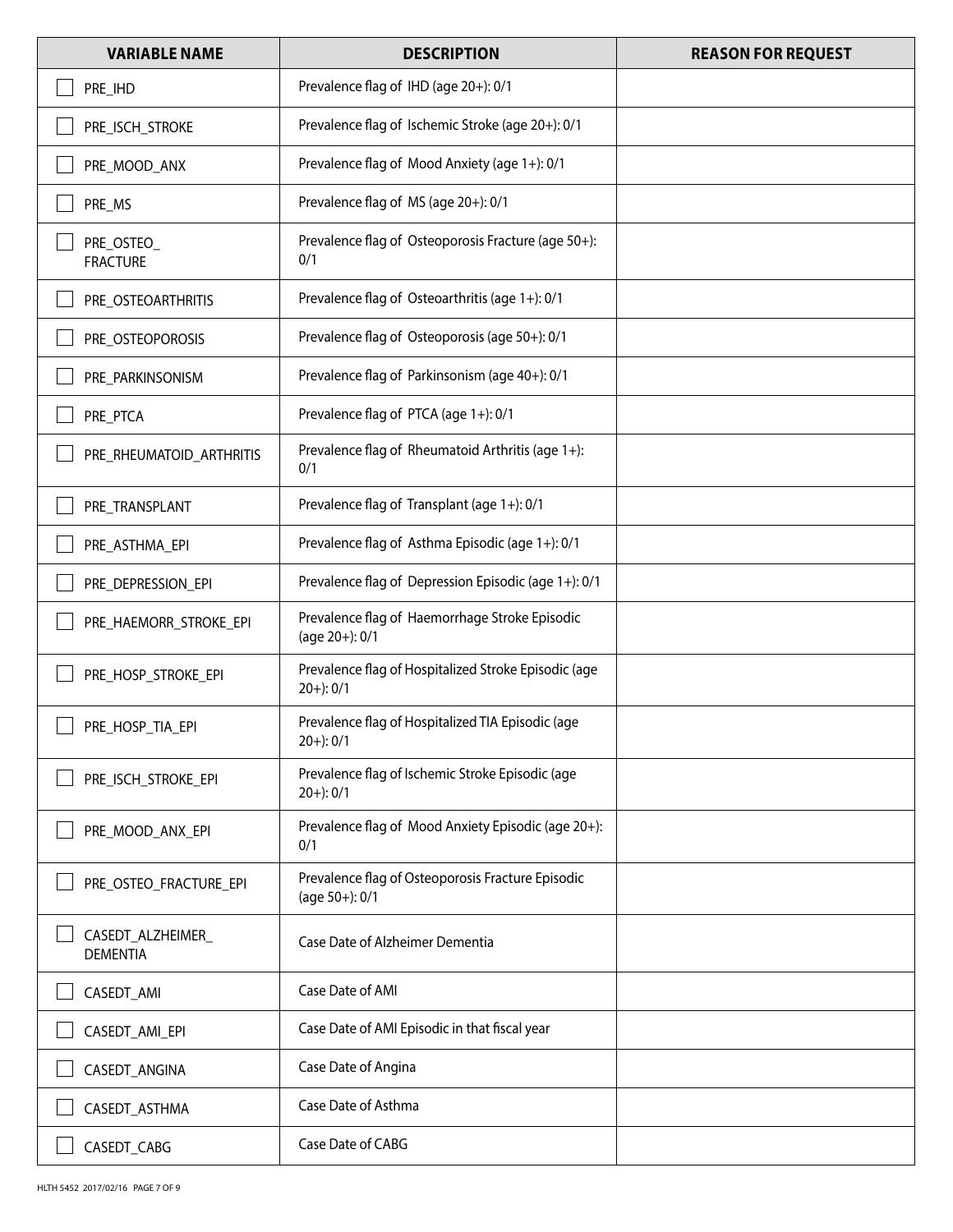| VARIABLE NAME | DESCRIPTION | REASON FOR REQUEST |
| --- | --- | --- |
| ☐ PRE_IHD | Prevalence flag of IHD (age 20+): 0/1 | |
| ☐ PRE_ISCH_STROKE | Prevalence flag of Ischemic Stroke (age 20+): 0/1 | |
| ☐ PRE_MOOD_ANX | Prevalence flag of Mood Anxiety (age 1+): 0/1 | |
| ☐ PRE_MS | Prevalence flag of MS (age 20+): 0/1 | |
| ☐ PRE_OSTEO_FRACTURE | Prevalence flag of Osteoporosis Fracture (age 50+): 0/1 | |
| ☐ PRE_OSTEOARTHRITIS | Prevalence flag of Osteoarthritis (age 1+): 0/1 | |
| ☐ PRE_OSTEOPOROSIS | Prevalence flag of Osteoporosis (age 50+): 0/1 | |
| ☐ PRE_PARKINSONISM | Prevalence flag of Parkinsonism (age 40+): 0/1 | |
| ☐ PRE_PTCA | Prevalence flag of PTCA (age 1+): 0/1 | |
| ☐ PRE_RHEUMATOID_ARTHRITIS | Prevalence flag of Rheumatoid Arthritis (age 1+): 0/1 | |
| ☐ PRE_TRANSPLANT | Prevalence flag of Transplant (age 1+): 0/1 | |
| ☐ PRE_ASTHMA_EPI | Prevalence flag of Asthma Episodic (age 1+): 0/1 | |
| ☐ PRE_DEPRESSION_EPI | Prevalence flag of Depression Episodic (age 1+): 0/1 | |
| ☐ PRE_HAEMORR_STROKE_EPI | Prevalence flag of Haemorrhage Stroke Episodic (age 20+): 0/1 | |
| ☐ PRE_HOSP_STROKE_EPI | Prevalence flag of Hospitalized Stroke Episodic (age 20+): 0/1 | |
| ☐ PRE_HOSP_TIA_EPI | Prevalence flag of Hospitalized TIA Episodic (age 20+): 0/1 | |
| ☐ PRE_ISCH_STROKE_EPI | Prevalence flag of Ischemic Stroke Episodic (age 20+): 0/1 | |
| ☐ PRE_MOOD_ANX_EPI | Prevalence flag of Mood Anxiety Episodic (age 20+): 0/1 | |
| ☐ PRE_OSTEO_FRACTURE_EPI | Prevalence flag of Osteoporosis Fracture Episodic (age 50+): 0/1 | |
| ☐ CASEDT_ALZHEIMER_DEMENTIA | Case Date of Alzheimer Dementia | |
| ☐ CASEDT_AMI | Case Date of AMI | |
| ☐ CASEDT_AMI_EPI | Case Date of AMI Episodic in that fiscal year | |
| ☐ CASEDT_ANGINA | Case Date of Angina | |
| ☐ CASEDT_ASTHMA | Case Date of Asthma | |
| ☐ CASEDT_CABG | Case Date of CABG | |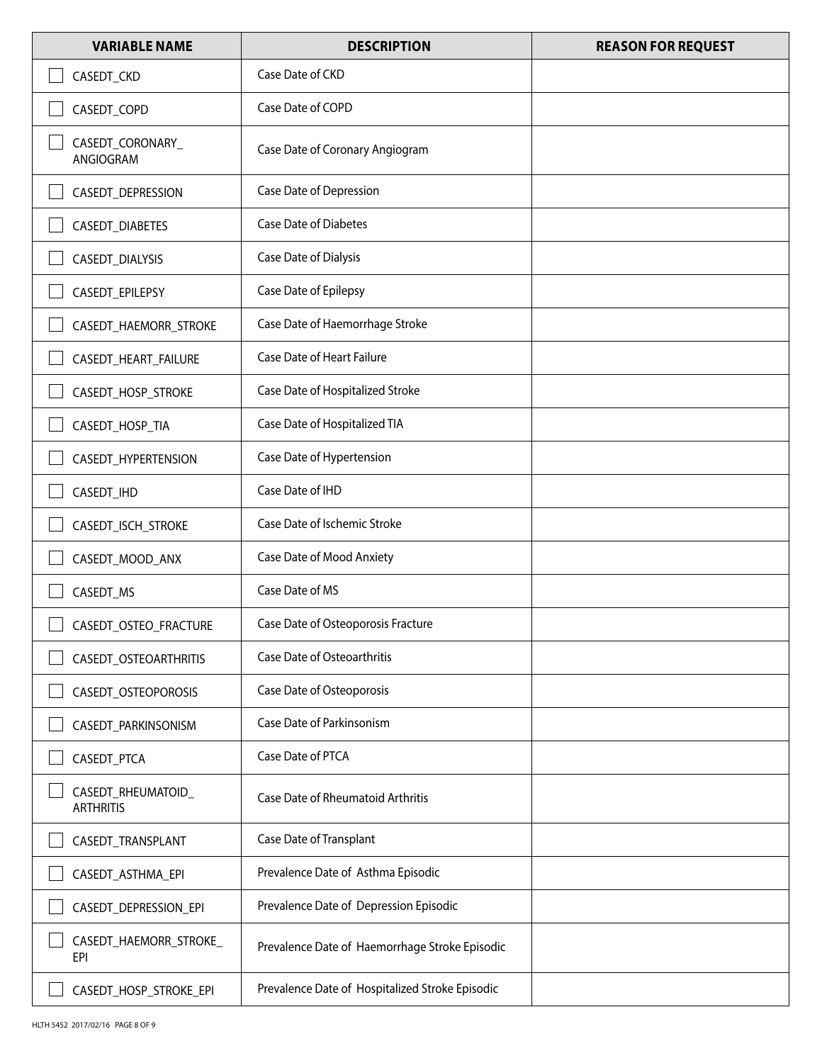| VARIABLE NAME | DESCRIPTION | REASON FOR REQUEST |
|---|---|---|
| ☐ CASEDT_CKD | Case Date of CKD | |
| ☐ CASEDT_COPD | Case Date of COPD | |
| ☐ CASEDT_CORONARY_ANGIOGRAM | Case Date of Coronary Angiogram | |
| ☐ CASEDT_DEPRESSION | Case Date of Depression | |
| ☐ CASEDT_DIABETES | Case Date of Diabetes | |
| ☐ CASEDT_DIALYSIS | Case Date of Dialysis | |
| ☐ CASEDT_EPILEPSY | Case Date of Epilepsy | |
| ☐ CASEDT_HAEMORR_STROKE | Case Date of Haemorrhage Stroke | |
| ☐ CASEDT_HEART_FAILURE | Case Date of Heart Failure | |
| ☐ CASEDT_HOSP_STROKE | Case Date of Hospitalized Stroke | |
| ☐ CASEDT_HOSP_TIA | Case Date of Hospitalized TIA | |
| ☐ CASEDT_HYPERTENSION | Case Date of Hypertension | |
| ☐ CASEDT_IHD | Case Date of IHD | |
| ☐ CASEDT_ISCH_STROKE | Case Date of Ischemic Stroke | |
| ☐ CASEDT_MOOD_ANX | Case Date of Mood Anxiety | |
| ☐ CASEDT_MS | Case Date of MS | |
| ☐ CASEDT_OSTEO_FRACTURE | Case Date of Osteoporosis Fracture | |
| ☐ CASEDT_OSTEOARTHRITIS | Case Date of Osteoarthritis | |
| ☐ CASEDT_OSTEOPOROSIS | Case Date of Osteoporosis | |
| ☐ CASEDT_PARKINSONISM | Case Date of Parkinsonism | |
| ☐ CASEDT_PTCA | Case Date of PTCA | |
| ☐ CASEDT_RHEUMATOID_ARTHRITIS | Case Date of Rheumatoid Arthritis | |
| ☐ CASEDT_TRANSPLANT | Case Date of Transplant | |
| ☐ CASEDT_ASTHMA_EPI | Prevalence Date of Asthma Episodic | |
| ☐ CASEDT_DEPRESSION_EPI | Prevalence Date of Depression Episodic | |
| ☐ CASEDT_HAEMORR_STROKE_EPI | Prevalence Date of Haemorrhage Stroke Episodic | |
| ☐ CASEDT_HOSP_STROKE_EPI | Prevalence Date of Hospitalized Stroke Episodic | |

HLTH 5452 2017/02/16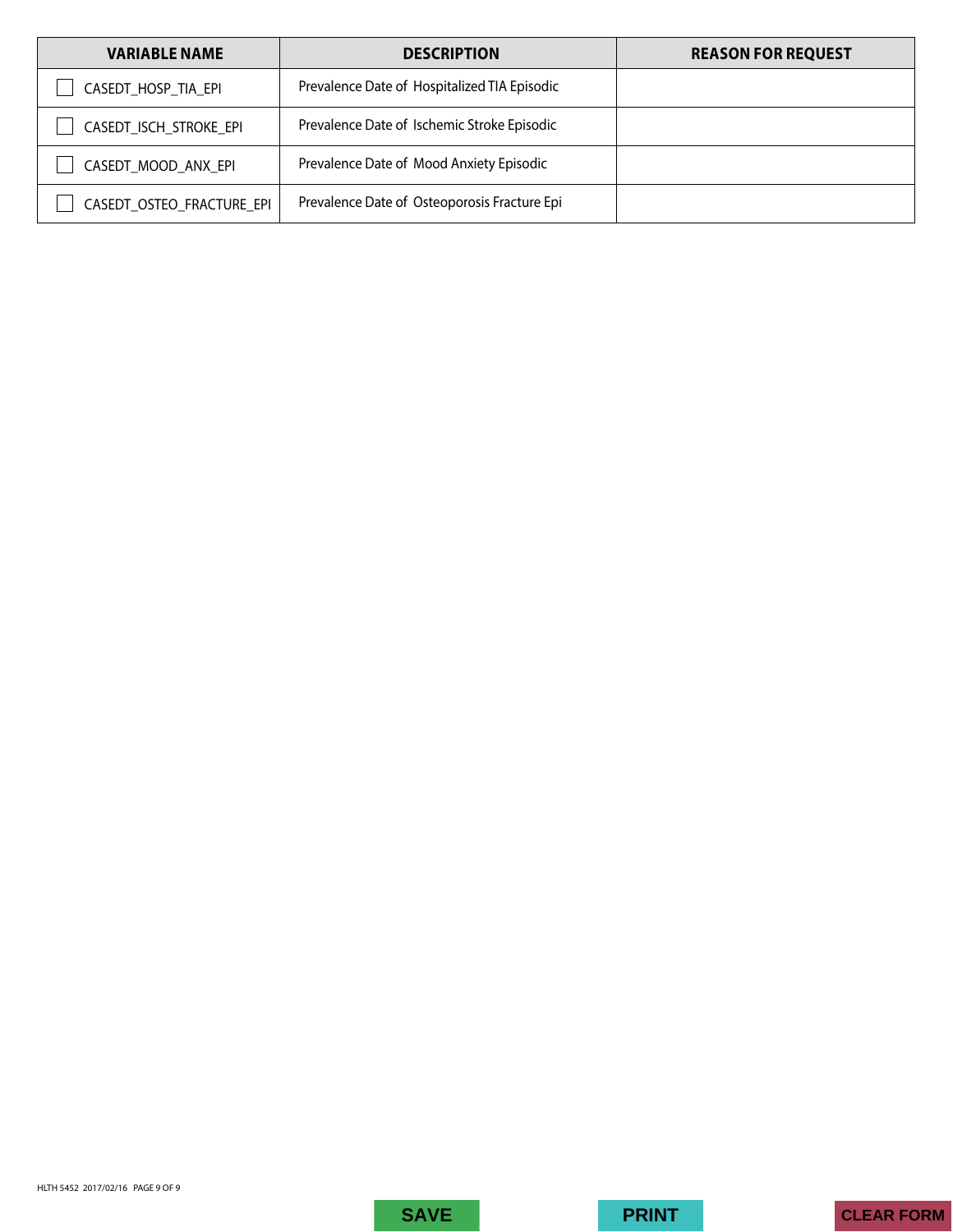| VARIABLE NAME | DESCRIPTION | REASON FOR REQUEST |
|---|---|---|
| ☐ CASEDT_HOSP_TIA_EPI | Prevalence Date of Hospitalized TIA Episodic | |
| ☐ CASEDT_ISCH_STROKE_EPI | Prevalence Date of Ischemic Stroke Episodic | |
| ☐ CASEDT_MOOD_ANX_EPI | Prevalence Date of Mood Anxiety Episodic | |
| ☐ CASEDT_OSTEO_FRACTURE_EPI | Prevalence Date of Osteoporosis Fracture Epi | |

HLTH 5452 2017/02/16

SAVE PRINT CLEAR FORM